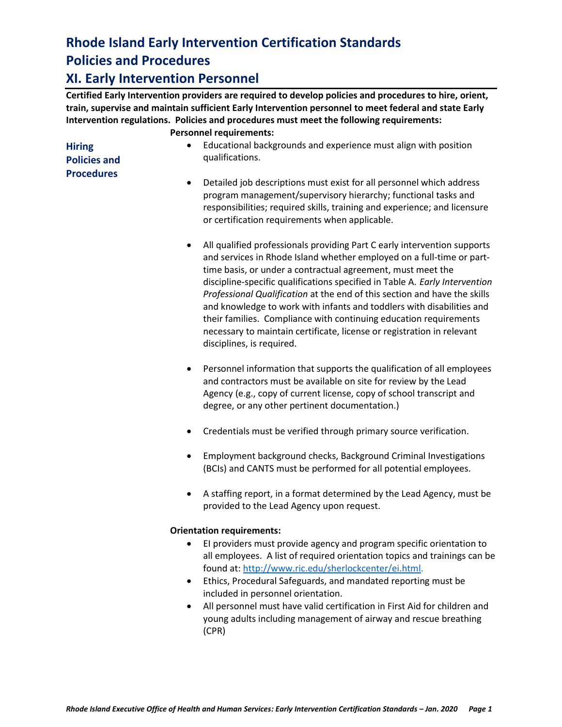# Rhode Island Early Intervention Certification Standards

# Policies and Procedures

## XI. Early Intervention Personnel

**Certified Early Intervention providers are required to develop policies and procedures to hire, orient, train, supervise and maintain sufficient Early Intervention personnel to meet federal and state Early Intervention regulations. Policies and procedures must meet the following requirements:**

### Hiring Policies and Procedures

**Personnel requirements:**

- Educational backgrounds and experience must align with position qualifications.
- Detailed job descriptions must exist for all personnel which address program management/supervisory hierarchy; functional tasks and responsibilities; required skills, training and experience; and licensure or certification requirements when applicable.
- All qualified professionals providing Part C early intervention supports and services in Rhode Island whether employed on a full-time or part-time basis, or under a contractual agreement, must meet the discipline-specific qualifications specified in Table A. *Early Intervention Professional Qualification* at the end of this section and have the skills and knowledge to work with infants and toddlers with disabilities and their families. Compliance with continuing education requirements necessary to maintain certificate, license or registration in relevant disciplines, is required.
- Personnel information that supports the qualification of all employees and contractors must be available on site for review by the Lead Agency (e.g., copy of current license, copy of school transcript and degree, or any other pertinent documentation.)
- Credentials must be verified through primary source verification.
- Employment background checks, Background Criminal Investigations (BCIs) and CANTS must be performed for all potential employees.
- A staffing report, in a format determined by the Lead Agency, must be provided to the Lead Agency upon request.

**Orientation requirements:**

- EI providers must provide agency and program specific orientation to all employees. A list of required orientation topics and trainings can be found at: http://www.ric.edu/sherlockcenter/ei.html.
- Ethics, Procedural Safeguards, and mandated reporting must be included in personnel orientation.
- All personnel must have valid certification in First Aid for children and young adults including management of airway and rescue breathing (CPR)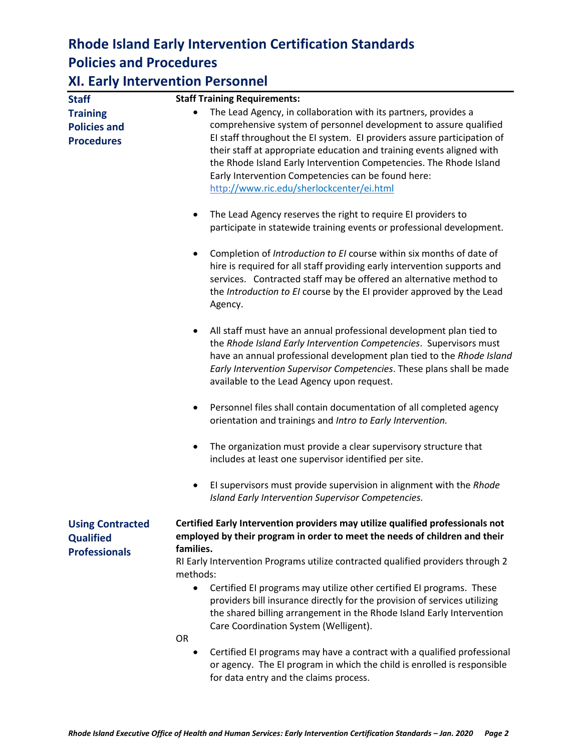# Rhode Island Early Intervention Certification Standards

# Policies and Procedures

## XI. Early Intervention Personnel

### Staff Training Policies and Procedures

**Staff Training Requirements:**

- The Lead Agency, in collaboration with its partners, provides a comprehensive system of personnel development to assure qualified EI staff throughout the EI system. EI providers assure participation of their staff at appropriate education and training events aligned with the Rhode Island Early Intervention Competencies. The Rhode Island Early Intervention Competencies can be found here: [http://www.ric.edu/sherlockcenter/ei.html](http://www.ric.edu/sherlockcenter/ei.html)

- The Lead Agency reserves the right to require EI providers to participate in statewide training events or professional development.

- Completion of *Introduction to EI* course within six months of date of hire is required for all staff providing early intervention supports and services. Contracted staff may be offered an alternative method to the *Introduction to EI* course by the EI provider approved by the Lead Agency.

- All staff must have an annual professional development plan tied to the *Rhode Island Early Intervention Competencies*. Supervisors must have an annual professional development plan tied to the *Rhode Island Early Intervention Supervisor Competencies*. These plans shall be made available to the Lead Agency upon request.

- Personnel files shall contain documentation of all completed agency orientation and trainings and *Intro to Early Intervention.*

- The organization must provide a clear supervisory structure that includes at least one supervisor identified per site.

- EI supervisors must provide supervision in alignment with the *Rhode Island Early Intervention Supervisor Competencies.*

### Using Contracted Qualified Professionals

**Certified Early Intervention providers may utilize qualified professionals not employed by their program in order to meet the needs of children and their families.**

RI Early Intervention Programs utilize contracted qualified providers through 2 methods:

- Certified EI programs may utilize other certified EI programs. These providers bill insurance directly for the provision of services utilizing the shared billing arrangement in the Rhode Island Early Intervention Care Coordination System (Welligent).

OR

- Certified EI programs may have a contract with a qualified professional or agency. The EI program in which the child is enrolled is responsible for data entry and the claims process.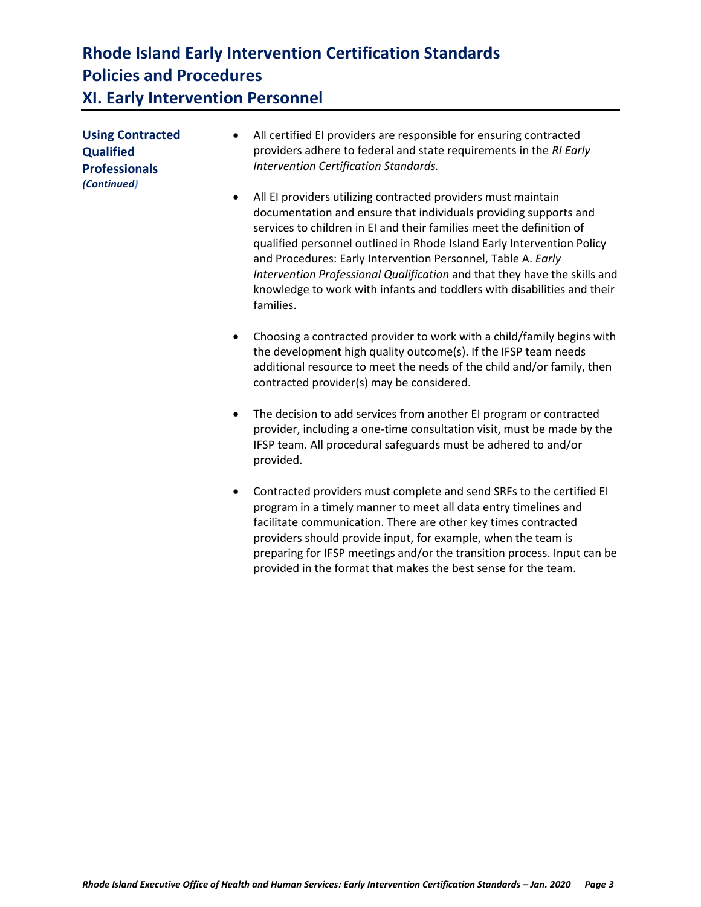# Rhode Island Early Intervention Certification Standards
# Policies and Procedures
# XI. Early Intervention Personnel

**Using Contracted Qualified Professionals** ***(Continued)***

- All certified EI providers are responsible for ensuring contracted providers adhere to federal and state requirements in the *RI Early Intervention Certification Standards.*

- All EI providers utilizing contracted providers must maintain documentation and ensure that individuals providing supports and services to children in EI and their families meet the definition of qualified personnel outlined in Rhode Island Early Intervention Policy and Procedures: Early Intervention Personnel, Table A. *Early Intervention Professional Qualification* and that they have the skills and knowledge to work with infants and toddlers with disabilities and their families.

- Choosing a contracted provider to work with a child/family begins with the development high quality outcome(s). If the IFSP team needs additional resource to meet the needs of the child and/or family, then contracted provider(s) may be considered.

- The decision to add services from another EI program or contracted provider, including a one-time consultation visit, must be made by the IFSP team. All procedural safeguards must be adhered to and/or provided.

- Contracted providers must complete and send SRFs to the certified EI program in a timely manner to meet all data entry timelines and facilitate communication. There are other key times contracted providers should provide input, for example, when the team is preparing for IFSP meetings and/or the transition process. Input can be provided in the format that makes the best sense for the team.